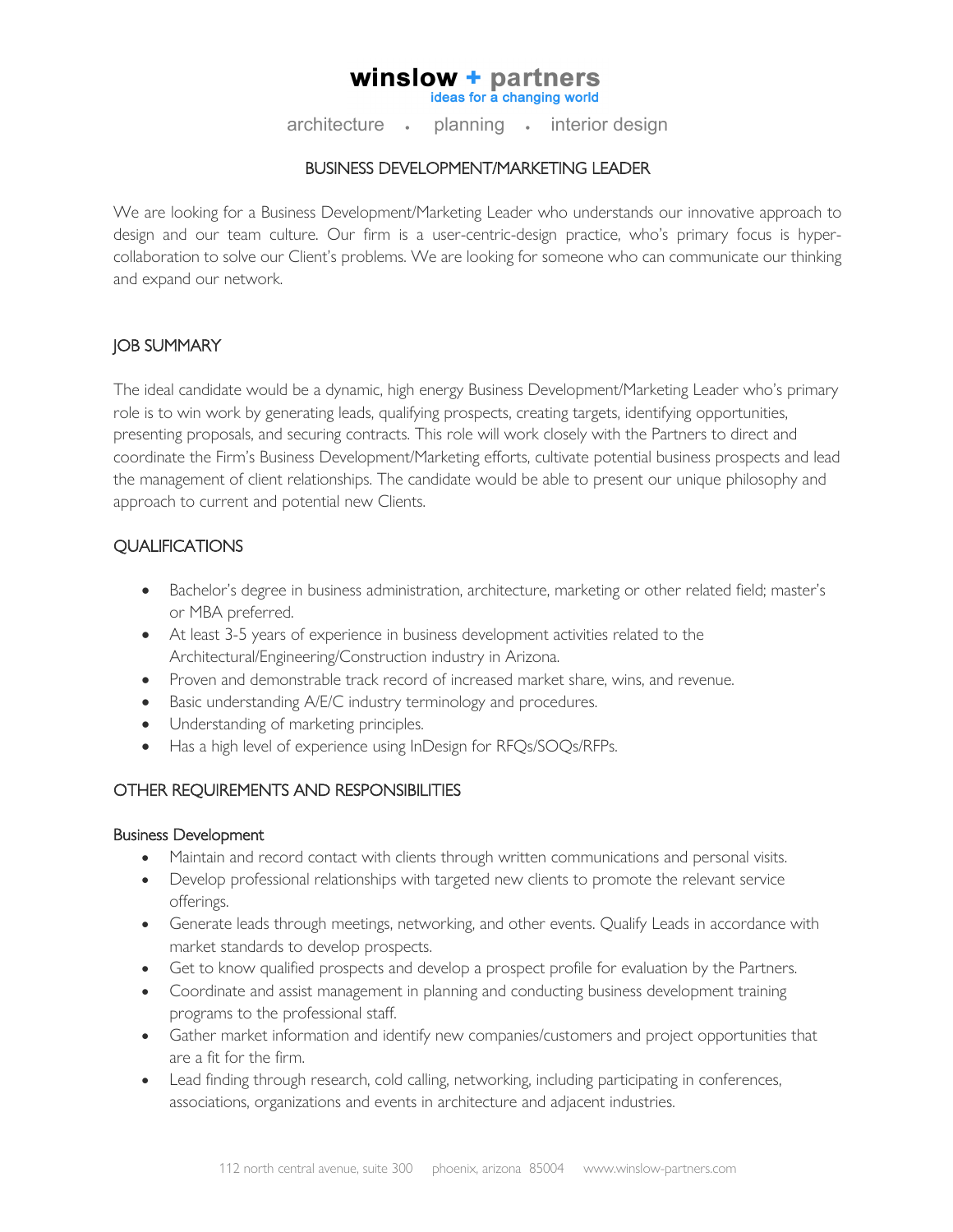**winslow + partners**
ideas for a changing world

architecture • planning • interior design

# BUSINESS DEVELOPMENT/MARKETING LEADER

We are looking for a Business Development/Marketing Leader who understands our innovative approach to design and our team culture. Our firm is a user-centric-design practice, who's primary focus is hyper-collaboration to solve our Client's problems. We are looking for someone who can communicate our thinking and expand our network.

## JOB SUMMARY

The ideal candidate would be a dynamic, high energy Business Development/Marketing Leader who's primary role is to win work by generating leads, qualifying prospects, creating targets, identifying opportunities, presenting proposals, and securing contracts. This role will work closely with the Partners to direct and coordinate the Firm's Business Development/Marketing efforts, cultivate potential business prospects and lead the management of client relationships. The candidate would be able to present our unique philosophy and approach to current and potential new Clients.

## QUALIFICATIONS

- Bachelor's degree in business administration, architecture, marketing or other related field; master's or MBA preferred.
- At least 3-5 years of experience in business development activities related to the Architectural/Engineering/Construction industry in Arizona.
- Proven and demonstrable track record of increased market share, wins, and revenue.
- Basic understanding A/E/C industry terminology and procedures.
- Understanding of marketing principles.
- Has a high level of experience using InDesign for RFQs/SOQs/RFPs.

## OTHER REQUIREMENTS AND RESPONSIBILITIES

### Business Development

- Maintain and record contact with clients through written communications and personal visits.
- Develop professional relationships with targeted new clients to promote the relevant service offerings.
- Generate leads through meetings, networking, and other events. Qualify Leads in accordance with market standards to develop prospects.
- Get to know qualified prospects and develop a prospect profile for evaluation by the Partners.
- Coordinate and assist management in planning and conducting business development training programs to the professional staff.
- Gather market information and identify new companies/customers and project opportunities that are a fit for the firm.
- Lead finding through research, cold calling, networking, including participating in conferences, associations, organizations and events in architecture and adjacent industries.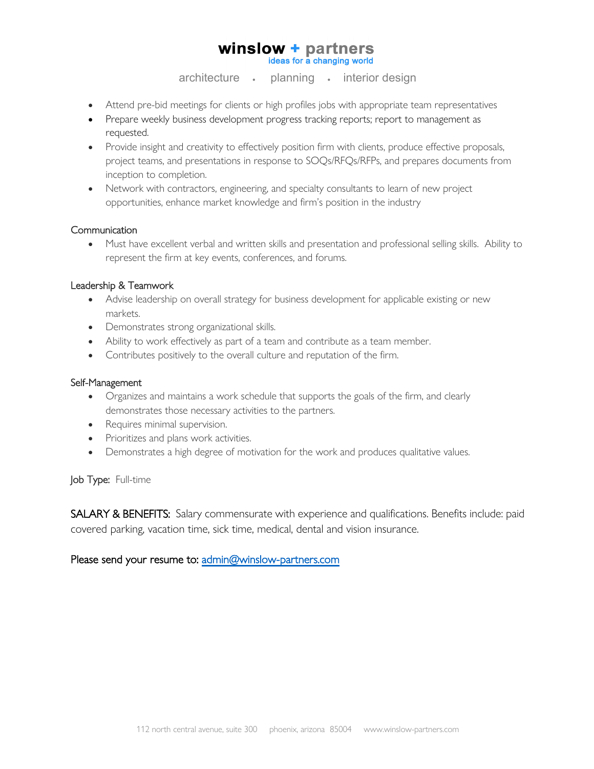- Attend pre-bid meetings for clients or high profiles jobs with appropriate team representatives
- Prepare weekly business development progress tracking reports; report to management as requested.
- Provide insight and creativity to effectively position firm with clients, produce effective proposals, project teams, and presentations in response to SOQs/RFQs/RFPs, and prepares documents from inception to completion.
- Network with contractors, engineering, and specialty consultants to learn of new project opportunities, enhance market knowledge and firm's position in the industry

Communication

- Must have excellent verbal and written skills and presentation and professional selling skills. Ability to represent the firm at key events, conferences, and forums.

Leadership & Teamwork

- Advise leadership on overall strategy for business development for applicable existing or new markets.
- Demonstrates strong organizational skills.
- Ability to work effectively as part of a team and contribute as a team member.
- Contributes positively to the overall culture and reputation of the firm.

Self-Management

- Organizes and maintains a work schedule that supports the goals of the firm, and clearly demonstrates those necessary activities to the partners.
- Requires minimal supervision.
- Prioritizes and plans work activities.
- Demonstrates a high degree of motivation for the work and produces qualitative values.

Job Type: Full-time

SALARY & BENEFITS: Salary commensurate with experience and qualifications. Benefits include: paid covered parking, vacation time, sick time, medical, dental and vision insurance.

Please send your resume to: admin@winslow-partners.com